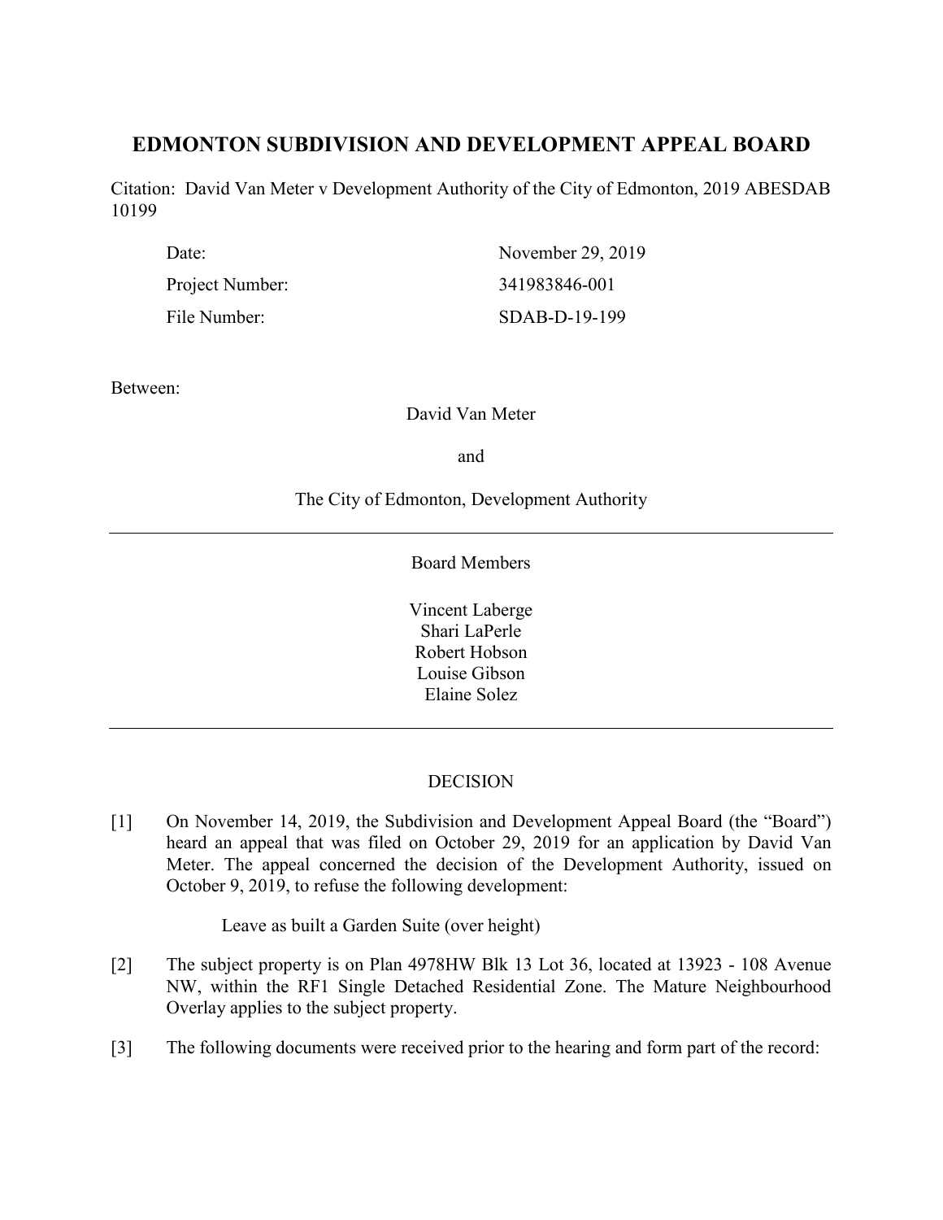# EDMONTON SUBDIVISION AND DEVELOPMENT APPEAL BOARD

Citation: David Van Meter v Development Authority of the City of Edmonton, 2019 ABESDAB 10199

| | |
|---|---|
| Date: | November 29, 2019 |
| Project Number: | 341983846-001 |
| File Number: | SDAB-D-19-199 |

Between:

David Van Meter

and

The City of Edmonton, Development Authority

---

Board Members

Vincent Laberge
Shari LaPerle
Robert Hobson
Louise Gibson
Elaine Solez

---

DECISION

[1] On November 14, 2019, the Subdivision and Development Appeal Board (the "Board") heard an appeal that was filed on October 29, 2019 for an application by David Van Meter. The appeal concerned the decision of the Development Authority, issued on October 9, 2019, to refuse the following development:

> Leave as built a Garden Suite (over height)

[2] The subject property is on Plan 4978HW Blk 13 Lot 36, located at 13923 - 108 Avenue NW, within the RF1 Single Detached Residential Zone. The Mature Neighbourhood Overlay applies to the subject property.

[3] The following documents were received prior to the hearing and form part of the record: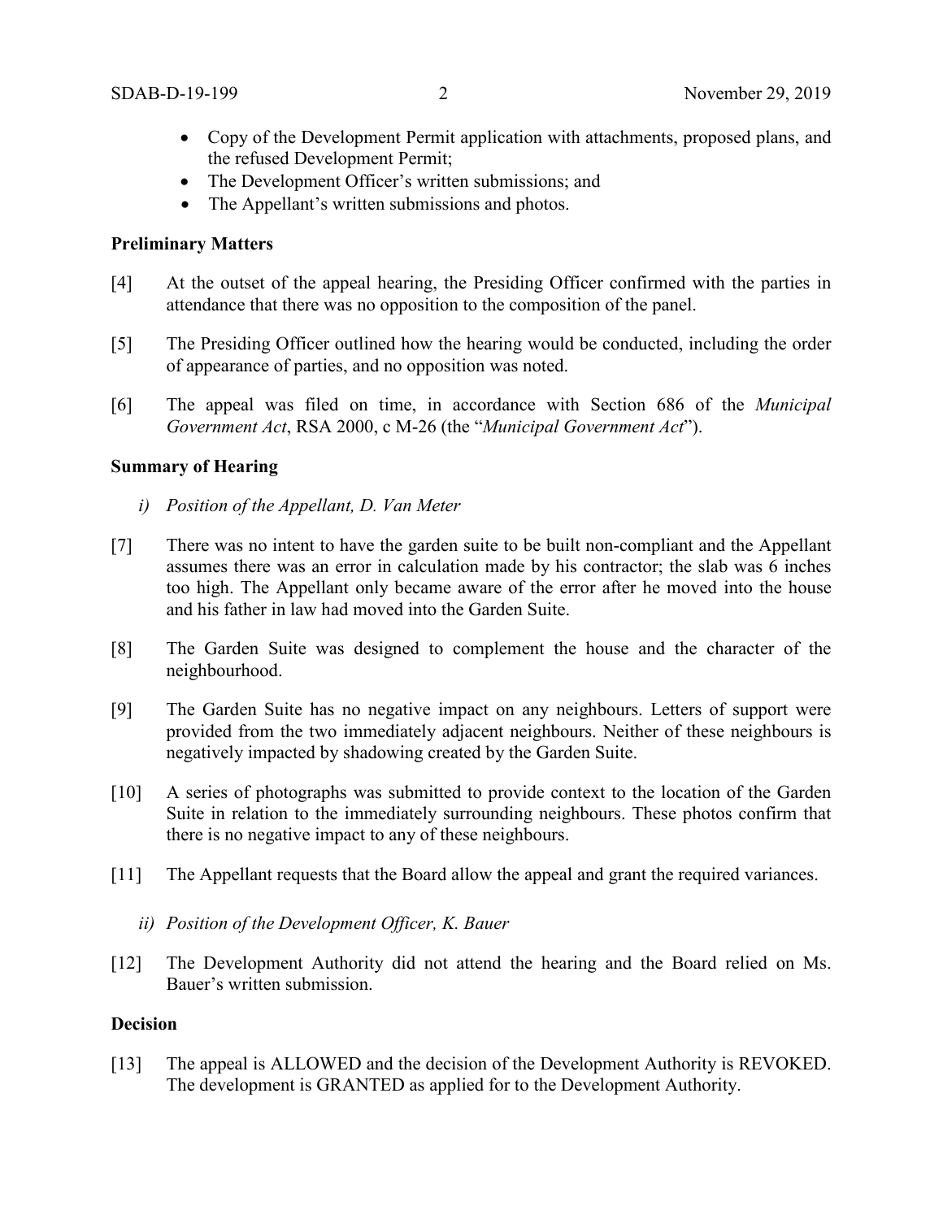- Copy of the Development Permit application with attachments, proposed plans, and the refused Development Permit;
- The Development Officer's written submissions; and
- The Appellant's written submissions and photos.

**Preliminary Matters**

[4] At the outset of the appeal hearing, the Presiding Officer confirmed with the parties in attendance that there was no opposition to the composition of the panel.

[5] The Presiding Officer outlined how the hearing would be conducted, including the order of appearance of parties, and no opposition was noted.

[6] The appeal was filed on time, in accordance with Section 686 of the *Municipal Government Act*, RSA 2000, c M-26 (the "*Municipal Government Act*").

**Summary of Hearing**

*i) Position of the Appellant, D. Van Meter*

[7] There was no intent to have the garden suite to be built non-compliant and the Appellant assumes there was an error in calculation made by his contractor; the slab was 6 inches too high. The Appellant only became aware of the error after he moved into the house and his father in law had moved into the Garden Suite.

[8] The Garden Suite was designed to complement the house and the character of the neighbourhood.

[9] The Garden Suite has no negative impact on any neighbours. Letters of support were provided from the two immediately adjacent neighbours. Neither of these neighbours is negatively impacted by shadowing created by the Garden Suite.

[10] A series of photographs was submitted to provide context to the location of the Garden Suite in relation to the immediately surrounding neighbours. These photos confirm that there is no negative impact to any of these neighbours.

[11] The Appellant requests that the Board allow the appeal and grant the required variances.

*ii) Position of the Development Officer, K. Bauer*

[12] The Development Authority did not attend the hearing and the Board relied on Ms. Bauer's written submission.

**Decision**

[13] The appeal is ALLOWED and the decision of the Development Authority is REVOKED. The development is GRANTED as applied for to the Development Authority.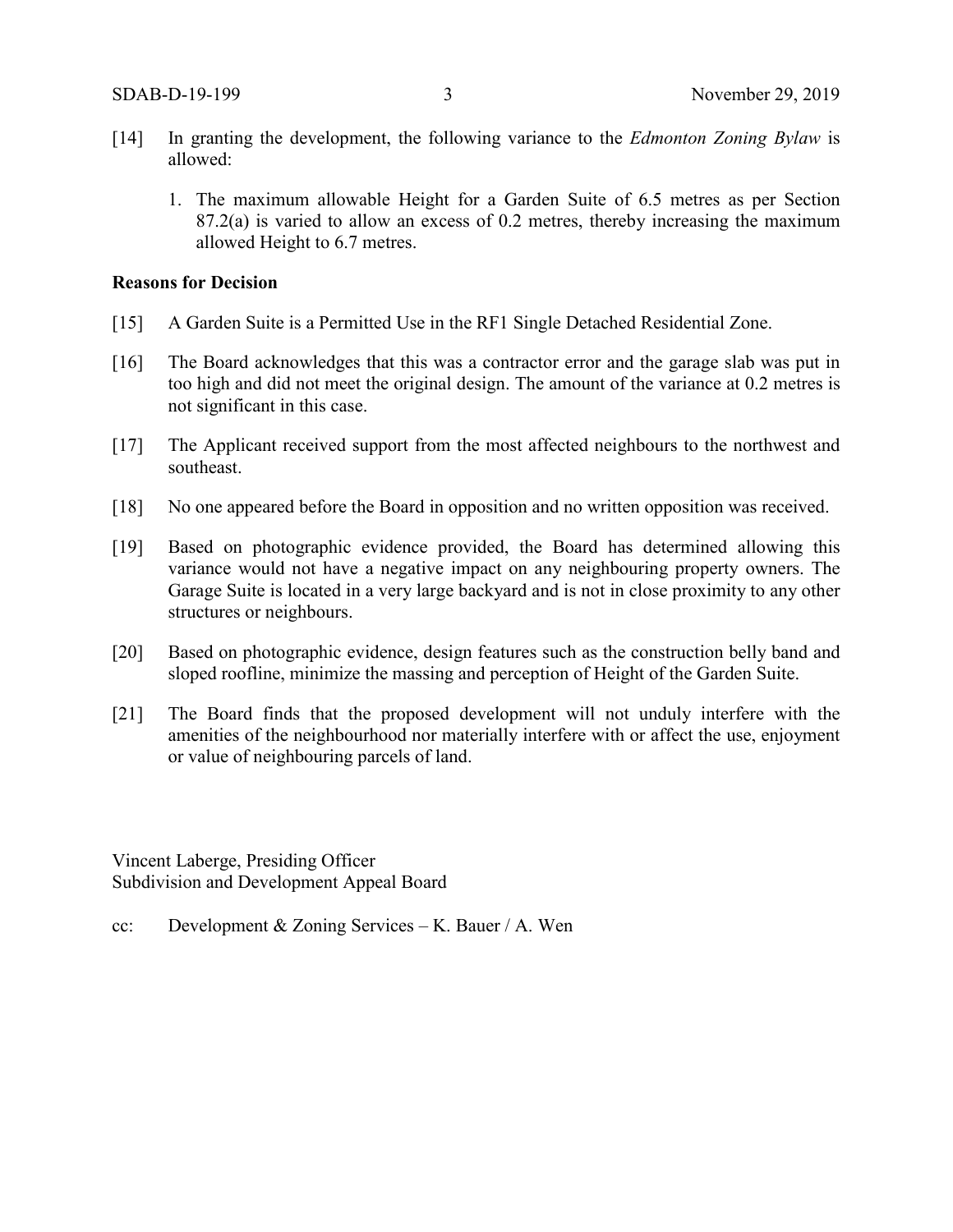[14] In granting the development, the following variance to the *Edmonton Zoning Bylaw* is allowed:

1. The maximum allowable Height for a Garden Suite of 6.5 metres as per Section 87.2(a) is varied to allow an excess of 0.2 metres, thereby increasing the maximum allowed Height to 6.7 metres.

**Reasons for Decision**

[15] A Garden Suite is a Permitted Use in the RF1 Single Detached Residential Zone.

[16] The Board acknowledges that this was a contractor error and the garage slab was put in too high and did not meet the original design. The amount of the variance at 0.2 metres is not significant in this case.

[17] The Applicant received support from the most affected neighbours to the northwest and southeast.

[18] No one appeared before the Board in opposition and no written opposition was received.

[19] Based on photographic evidence provided, the Board has determined allowing this variance would not have a negative impact on any neighbouring property owners. The Garage Suite is located in a very large backyard and is not in close proximity to any other structures or neighbours.

[20] Based on photographic evidence, design features such as the construction belly band and sloped roofline, minimize the massing and perception of Height of the Garden Suite.

[21] The Board finds that the proposed development will not unduly interfere with the amenities of the neighbourhood nor materially interfere with or affect the use, enjoyment or value of neighbouring parcels of land.

Vincent Laberge, Presiding Officer
Subdivision and Development Appeal Board

cc: Development & Zoning Services – K. Bauer / A. Wen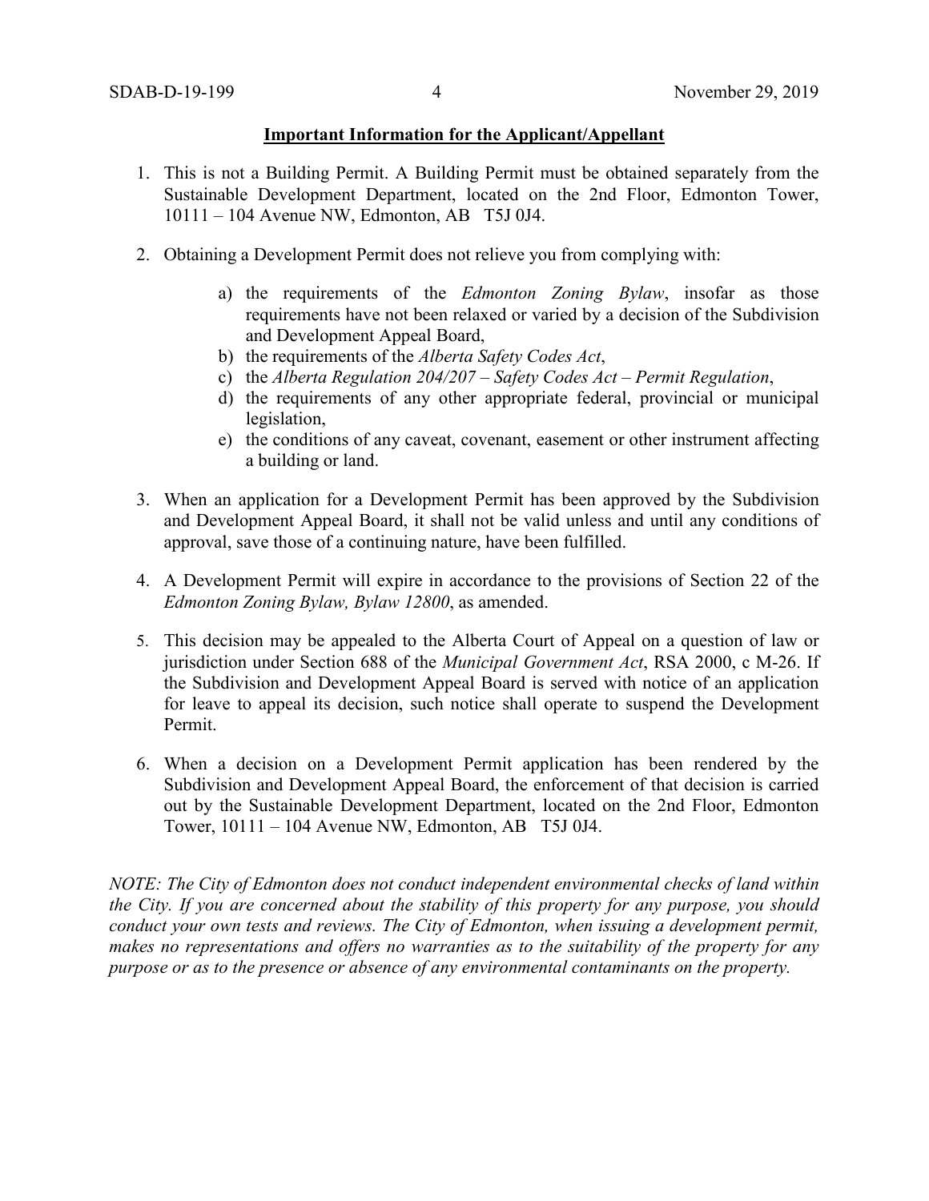**Important Information for the Applicant/Appellant**

1. This is not a Building Permit. A Building Permit must be obtained separately from the Sustainable Development Department, located on the 2nd Floor, Edmonton Tower, 10111 – 104 Avenue NW, Edmonton, AB T5J 0J4.

2. Obtaining a Development Permit does not relieve you from complying with:

   a) the requirements of the *Edmonton Zoning Bylaw*, insofar as those requirements have not been relaxed or varied by a decision of the Subdivision and Development Appeal Board,
   b) the requirements of the *Alberta Safety Codes Act*,
   c) the *Alberta Regulation 204/207 – Safety Codes Act – Permit Regulation*,
   d) the requirements of any other appropriate federal, provincial or municipal legislation,
   e) the conditions of any caveat, covenant, easement or other instrument affecting a building or land.

3. When an application for a Development Permit has been approved by the Subdivision and Development Appeal Board, it shall not be valid unless and until any conditions of approval, save those of a continuing nature, have been fulfilled.

4. A Development Permit will expire in accordance to the provisions of Section 22 of the *Edmonton Zoning Bylaw, Bylaw 12800*, as amended.

5. This decision may be appealed to the Alberta Court of Appeal on a question of law or jurisdiction under Section 688 of the *Municipal Government Act*, RSA 2000, c M-26. If the Subdivision and Development Appeal Board is served with notice of an application for leave to appeal its decision, such notice shall operate to suspend the Development Permit.

6. When a decision on a Development Permit application has been rendered by the Subdivision and Development Appeal Board, the enforcement of that decision is carried out by the Sustainable Development Department, located on the 2nd Floor, Edmonton Tower, 10111 – 104 Avenue NW, Edmonton, AB T5J 0J4.

*NOTE: The City of Edmonton does not conduct independent environmental checks of land within the City. If you are concerned about the stability of this property for any purpose, you should conduct your own tests and reviews. The City of Edmonton, when issuing a development permit, makes no representations and offers no warranties as to the suitability of the property for any purpose or as to the presence or absence of any environmental contaminants on the property.*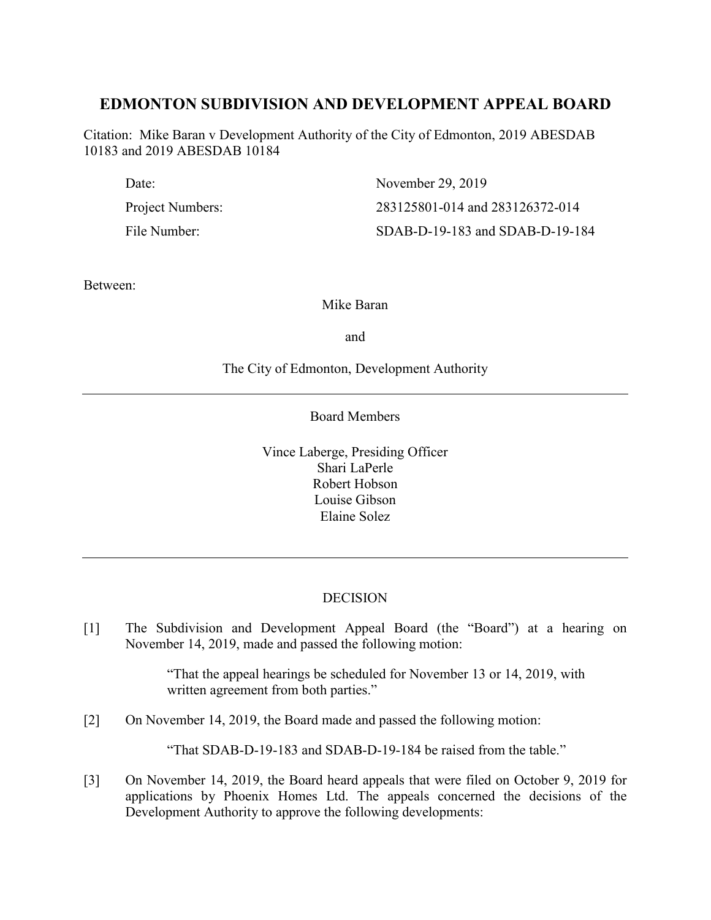# EDMONTON SUBDIVISION AND DEVELOPMENT APPEAL BOARD

Citation: Mike Baran v Development Authority of the City of Edmonton, 2019 ABESDAB 10183 and 2019 ABESDAB 10184

| | |
|---|---|
| Date: | November 29, 2019 |
| Project Numbers: | 283125801-014 and 283126372-014 |
| File Number: | SDAB-D-19-183 and SDAB-D-19-184 |

Between:

Mike Baran

and

The City of Edmonton, Development Authority

---

Board Members

Vince Laberge, Presiding Officer
Shari LaPerle
Robert Hobson
Louise Gibson
Elaine Solez

---

DECISION

[1] The Subdivision and Development Appeal Board (the "Board") at a hearing on November 14, 2019, made and passed the following motion:

> "That the appeal hearings be scheduled for November 13 or 14, 2019, with written agreement from both parties."

[2] On November 14, 2019, the Board made and passed the following motion:

> "That SDAB-D-19-183 and SDAB-D-19-184 be raised from the table."

[3] On November 14, 2019, the Board heard appeals that were filed on October 9, 2019 for applications by Phoenix Homes Ltd. The appeals concerned the decisions of the Development Authority to approve the following developments: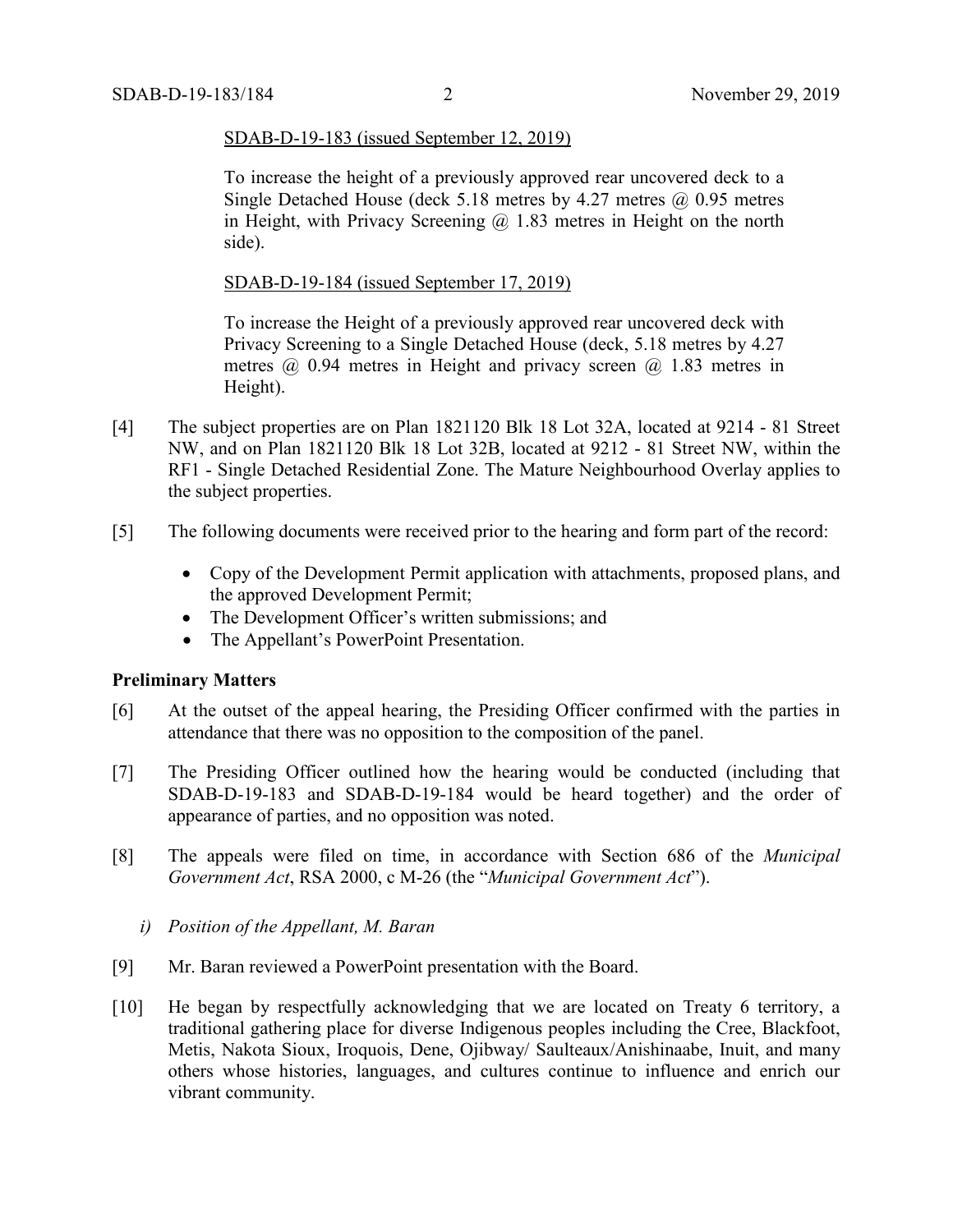SDAB-D-19-183 (issued September 12, 2019)

> To increase the height of a previously approved rear uncovered deck to a Single Detached House (deck 5.18 metres by 4.27 metres @ 0.95 metres in Height, with Privacy Screening @ 1.83 metres in Height on the north side).

SDAB-D-19-184 (issued September 17, 2019)

> To increase the Height of a previously approved rear uncovered deck with Privacy Screening to a Single Detached House (deck, 5.18 metres by 4.27 metres @ 0.94 metres in Height and privacy screen @ 1.83 metres in Height).

[4] The subject properties are on Plan 1821120 Blk 18 Lot 32A, located at 9214 - 81 Street NW, and on Plan 1821120 Blk 18 Lot 32B, located at 9212 - 81 Street NW, within the RF1 - Single Detached Residential Zone. The Mature Neighbourhood Overlay applies to the subject properties.

[5] The following documents were received prior to the hearing and form part of the record:

- Copy of the Development Permit application with attachments, proposed plans, and the approved Development Permit;
- The Development Officer's written submissions; and
- The Appellant's PowerPoint Presentation.

**Preliminary Matters**

[6] At the outset of the appeal hearing, the Presiding Officer confirmed with the parties in attendance that there was no opposition to the composition of the panel.

[7] The Presiding Officer outlined how the hearing would be conducted (including that SDAB-D-19-183 and SDAB-D-19-184 would be heard together) and the order of appearance of parties, and no opposition was noted.

[8] The appeals were filed on time, in accordance with Section 686 of the *Municipal Government Act*, RSA 2000, c M-26 (the "*Municipal Government Act*").

*i) Position of the Appellant, M. Baran*

[9] Mr. Baran reviewed a PowerPoint presentation with the Board.

[10] He began by respectfully acknowledging that we are located on Treaty 6 territory, a traditional gathering place for diverse Indigenous peoples including the Cree, Blackfoot, Metis, Nakota Sioux, Iroquois, Dene, Ojibway/ Saulteaux/Anishinaabe, Inuit, and many others whose histories, languages, and cultures continue to influence and enrich our vibrant community.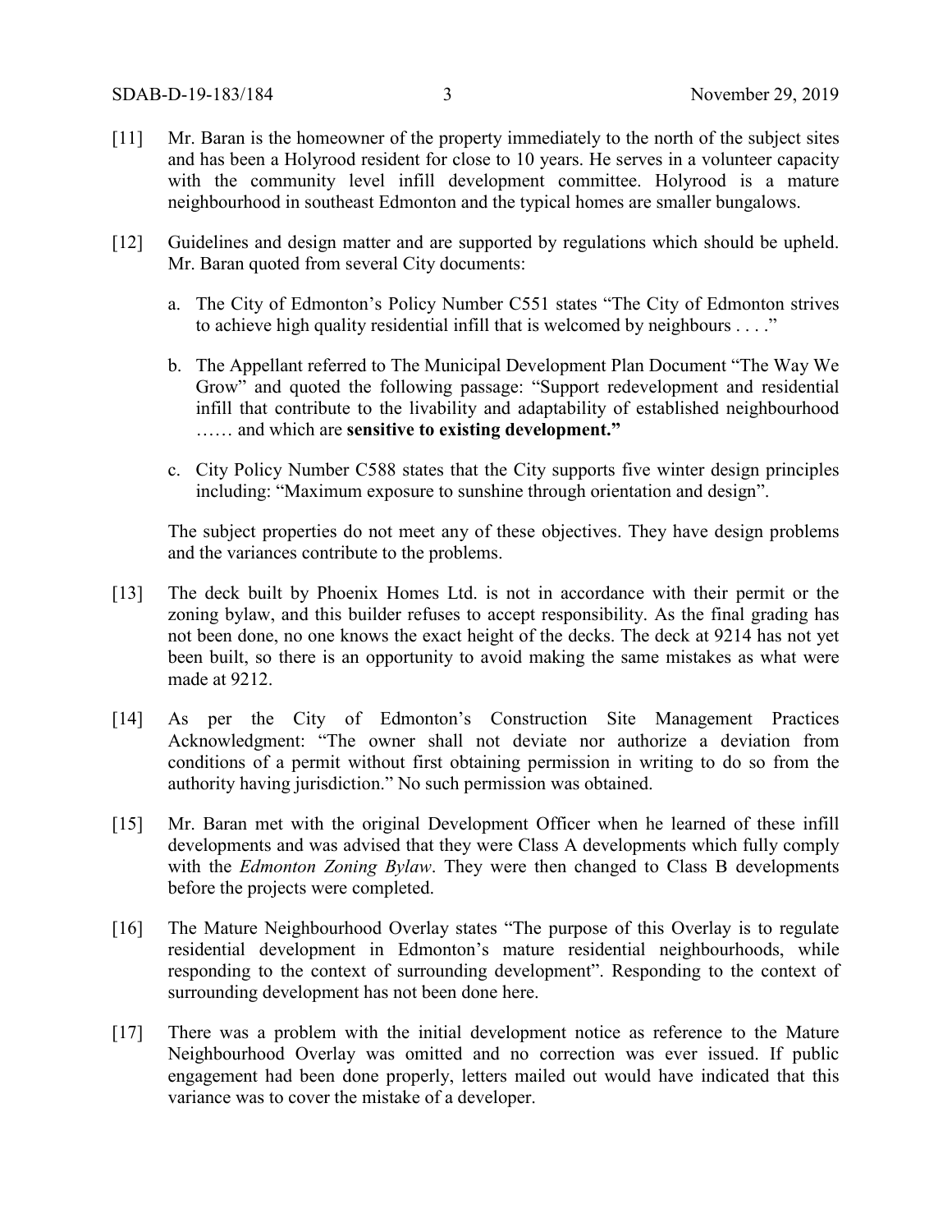[11] Mr. Baran is the homeowner of the property immediately to the north of the subject sites and has been a Holyrood resident for close to 10 years. He serves in a volunteer capacity with the community level infill development committee. Holyrood is a mature neighbourhood in southeast Edmonton and the typical homes are smaller bungalows.

[12] Guidelines and design matter and are supported by regulations which should be upheld. Mr. Baran quoted from several City documents:

a. The City of Edmonton's Policy Number C551 states "The City of Edmonton strives to achieve high quality residential infill that is welcomed by neighbours . . . ."

b. The Appellant referred to The Municipal Development Plan Document "The Way We Grow" and quoted the following passage: "Support redevelopment and residential infill that contribute to the livability and adaptability of established neighbourhood …… and which are **sensitive to existing development."**

c. City Policy Number C588 states that the City supports five winter design principles including: "Maximum exposure to sunshine through orientation and design".

The subject properties do not meet any of these objectives. They have design problems and the variances contribute to the problems.

[13] The deck built by Phoenix Homes Ltd. is not in accordance with their permit or the zoning bylaw, and this builder refuses to accept responsibility. As the final grading has not been done, no one knows the exact height of the decks. The deck at 9214 has not yet been built, so there is an opportunity to avoid making the same mistakes as what were made at 9212.

[14] As per the City of Edmonton's Construction Site Management Practices Acknowledgment: "The owner shall not deviate nor authorize a deviation from conditions of a permit without first obtaining permission in writing to do so from the authority having jurisdiction." No such permission was obtained.

[15] Mr. Baran met with the original Development Officer when he learned of these infill developments and was advised that they were Class A developments which fully comply with the *Edmonton Zoning Bylaw*. They were then changed to Class B developments before the projects were completed.

[16] The Mature Neighbourhood Overlay states "The purpose of this Overlay is to regulate residential development in Edmonton's mature residential neighbourhoods, while responding to the context of surrounding development". Responding to the context of surrounding development has not been done here.

[17] There was a problem with the initial development notice as reference to the Mature Neighbourhood Overlay was omitted and no correction was ever issued. If public engagement had been done properly, letters mailed out would have indicated that this variance was to cover the mistake of a developer.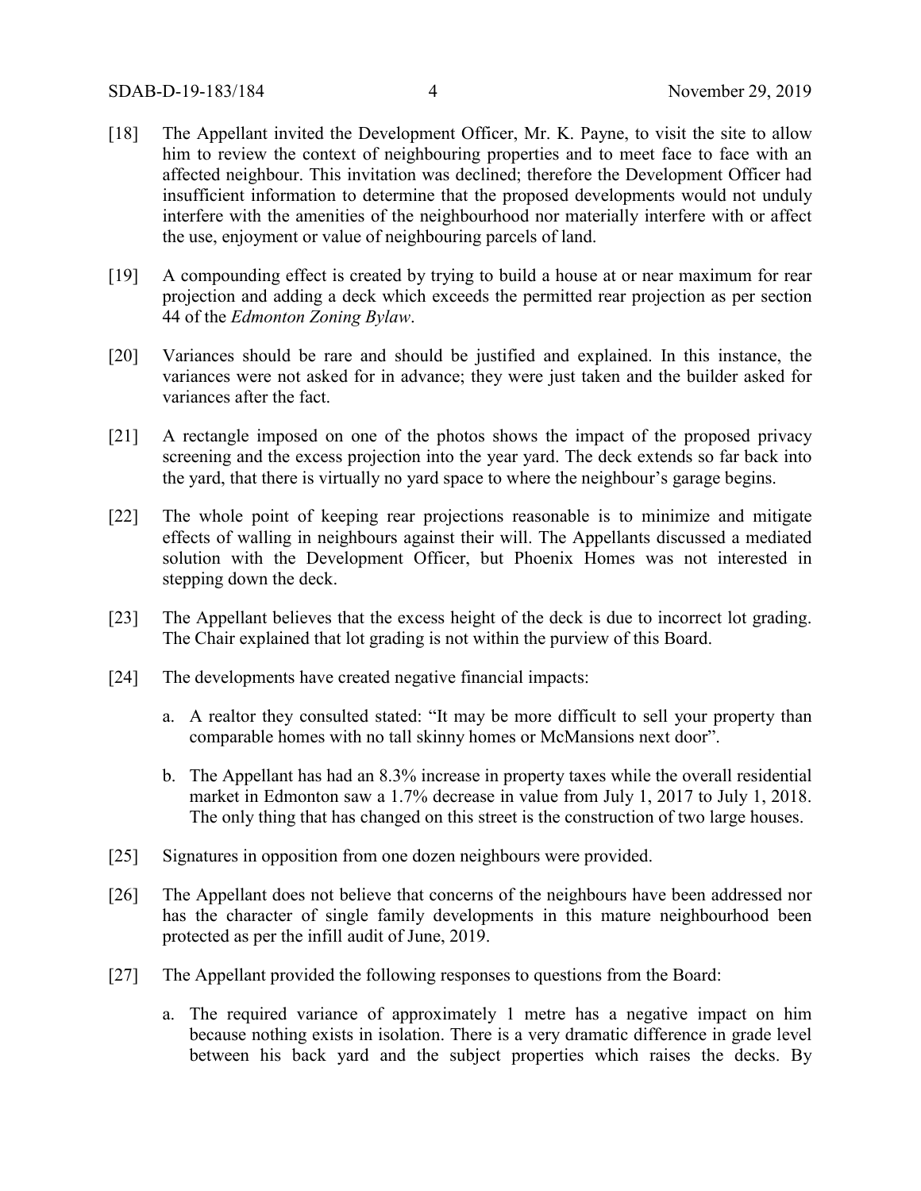[18] The Appellant invited the Development Officer, Mr. K. Payne, to visit the site to allow him to review the context of neighbouring properties and to meet face to face with an affected neighbour. This invitation was declined; therefore the Development Officer had insufficient information to determine that the proposed developments would not unduly interfere with the amenities of the neighbourhood nor materially interfere with or affect the use, enjoyment or value of neighbouring parcels of land.

[19] A compounding effect is created by trying to build a house at or near maximum for rear projection and adding a deck which exceeds the permitted rear projection as per section 44 of the *Edmonton Zoning Bylaw*.

[20] Variances should be rare and should be justified and explained. In this instance, the variances were not asked for in advance; they were just taken and the builder asked for variances after the fact.

[21] A rectangle imposed on one of the photos shows the impact of the proposed privacy screening and the excess projection into the year yard. The deck extends so far back into the yard, that there is virtually no yard space to where the neighbour's garage begins.

[22] The whole point of keeping rear projections reasonable is to minimize and mitigate effects of walling in neighbours against their will. The Appellants discussed a mediated solution with the Development Officer, but Phoenix Homes was not interested in stepping down the deck.

[23] The Appellant believes that the excess height of the deck is due to incorrect lot grading. The Chair explained that lot grading is not within the purview of this Board.

[24] The developments have created negative financial impacts:

a. A realtor they consulted stated: "It may be more difficult to sell your property than comparable homes with no tall skinny homes or McMansions next door".

b. The Appellant has had an 8.3% increase in property taxes while the overall residential market in Edmonton saw a 1.7% decrease in value from July 1, 2017 to July 1, 2018. The only thing that has changed on this street is the construction of two large houses.

[25] Signatures in opposition from one dozen neighbours were provided.

[26] The Appellant does not believe that concerns of the neighbours have been addressed nor has the character of single family developments in this mature neighbourhood been protected as per the infill audit of June, 2019.

[27] The Appellant provided the following responses to questions from the Board:

a. The required variance of approximately 1 metre has a negative impact on him because nothing exists in isolation. There is a very dramatic difference in grade level between his back yard and the subject properties which raises the decks. By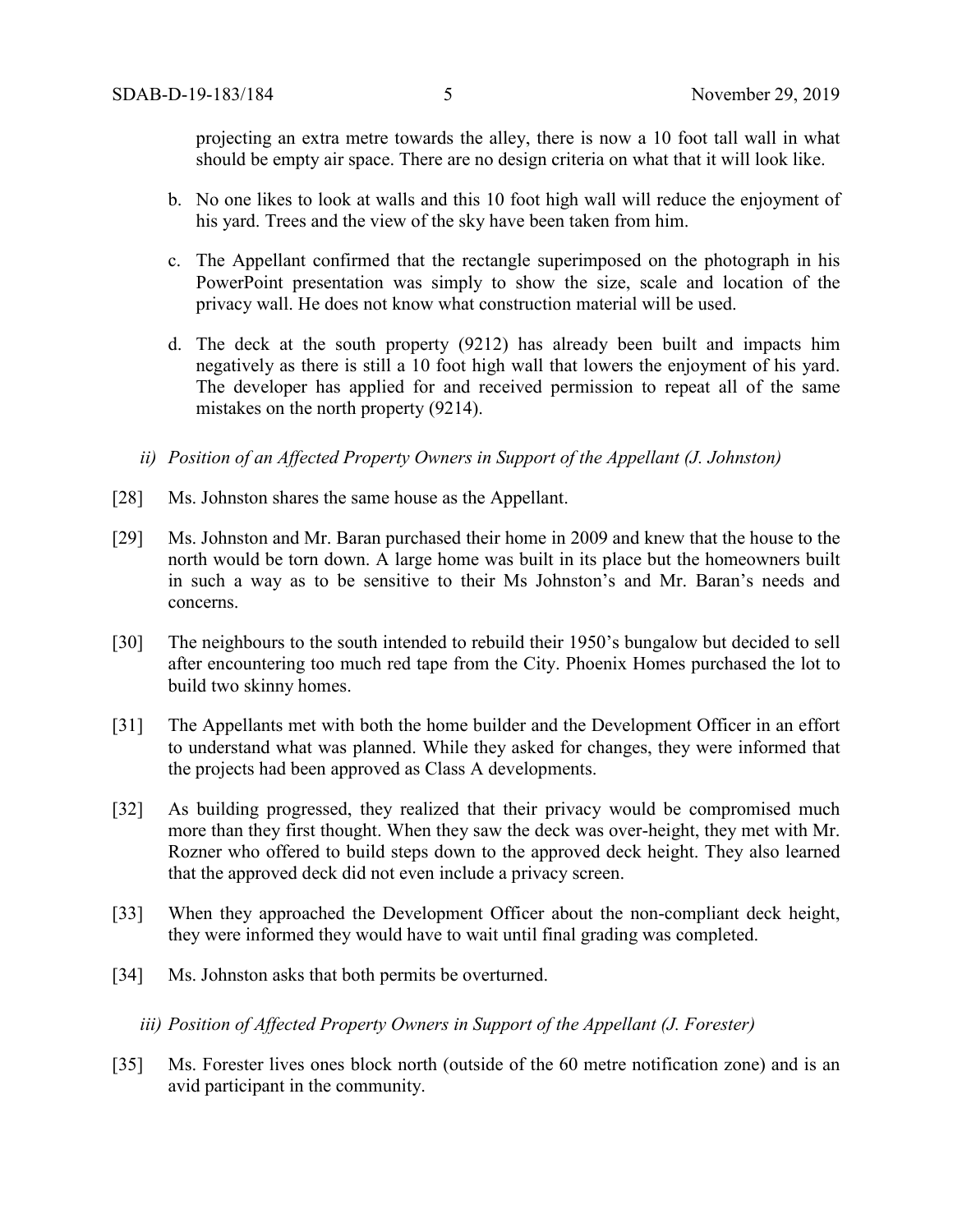projecting an extra metre towards the alley, there is now a 10 foot tall wall in what should be empty air space. There are no design criteria on what that it will look like.

b. No one likes to look at walls and this 10 foot high wall will reduce the enjoyment of his yard. Trees and the view of the sky have been taken from him.

c. The Appellant confirmed that the rectangle superimposed on the photograph in his PowerPoint presentation was simply to show the size, scale and location of the privacy wall. He does not know what construction material will be used.

d. The deck at the south property (9212) has already been built and impacts him negatively as there is still a 10 foot high wall that lowers the enjoyment of his yard. The developer has applied for and received permission to repeat all of the same mistakes on the north property (9214).

*ii) Position of an Affected Property Owners in Support of the Appellant (J. Johnston)*

[28] Ms. Johnston shares the same house as the Appellant.

[29] Ms. Johnston and Mr. Baran purchased their home in 2009 and knew that the house to the north would be torn down. A large home was built in its place but the homeowners built in such a way as to be sensitive to their Ms Johnston's and Mr. Baran's needs and concerns.

[30] The neighbours to the south intended to rebuild their 1950's bungalow but decided to sell after encountering too much red tape from the City. Phoenix Homes purchased the lot to build two skinny homes.

[31] The Appellants met with both the home builder and the Development Officer in an effort to understand what was planned. While they asked for changes, they were informed that the projects had been approved as Class A developments.

[32] As building progressed, they realized that their privacy would be compromised much more than they first thought. When they saw the deck was over-height, they met with Mr. Rozner who offered to build steps down to the approved deck height. They also learned that the approved deck did not even include a privacy screen.

[33] When they approached the Development Officer about the non-compliant deck height, they were informed they would have to wait until final grading was completed.

[34] Ms. Johnston asks that both permits be overturned.

*iii) Position of Affected Property Owners in Support of the Appellant (J. Forester)*

[35] Ms. Forester lives ones block north (outside of the 60 metre notification zone) and is an avid participant in the community.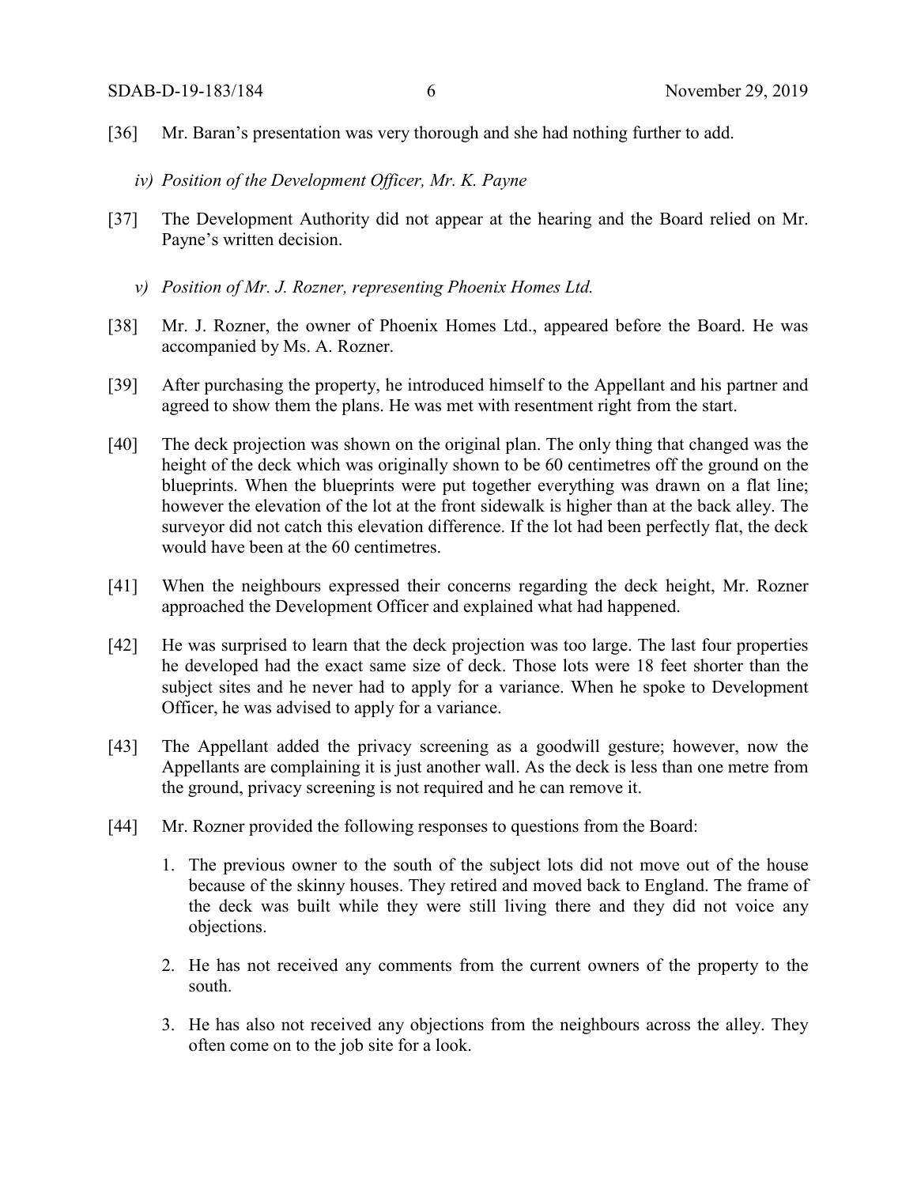[36] Mr. Baran's presentation was very thorough and she had nothing further to add.

*iv) Position of the Development Officer, Mr. K. Payne*

[37] The Development Authority did not appear at the hearing and the Board relied on Mr. Payne's written decision.

*v) Position of Mr. J. Rozner, representing Phoenix Homes Ltd.*

[38] Mr. J. Rozner, the owner of Phoenix Homes Ltd., appeared before the Board. He was accompanied by Ms. A. Rozner.

[39] After purchasing the property, he introduced himself to the Appellant and his partner and agreed to show them the plans. He was met with resentment right from the start.

[40] The deck projection was shown on the original plan. The only thing that changed was the height of the deck which was originally shown to be 60 centimetres off the ground on the blueprints. When the blueprints were put together everything was drawn on a flat line; however the elevation of the lot at the front sidewalk is higher than at the back alley. The surveyor did not catch this elevation difference. If the lot had been perfectly flat, the deck would have been at the 60 centimetres.

[41] When the neighbours expressed their concerns regarding the deck height, Mr. Rozner approached the Development Officer and explained what had happened.

[42] He was surprised to learn that the deck projection was too large. The last four properties he developed had the exact same size of deck. Those lots were 18 feet shorter than the subject sites and he never had to apply for a variance. When he spoke to Development Officer, he was advised to apply for a variance.

[43] The Appellant added the privacy screening as a goodwill gesture; however, now the Appellants are complaining it is just another wall. As the deck is less than one metre from the ground, privacy screening is not required and he can remove it.

[44] Mr. Rozner provided the following responses to questions from the Board:

1. The previous owner to the south of the subject lots did not move out of the house because of the skinny houses. They retired and moved back to England. The frame of the deck was built while they were still living there and they did not voice any objections.

2. He has not received any comments from the current owners of the property to the south.

3. He has also not received any objections from the neighbours across the alley. They often come on to the job site for a look.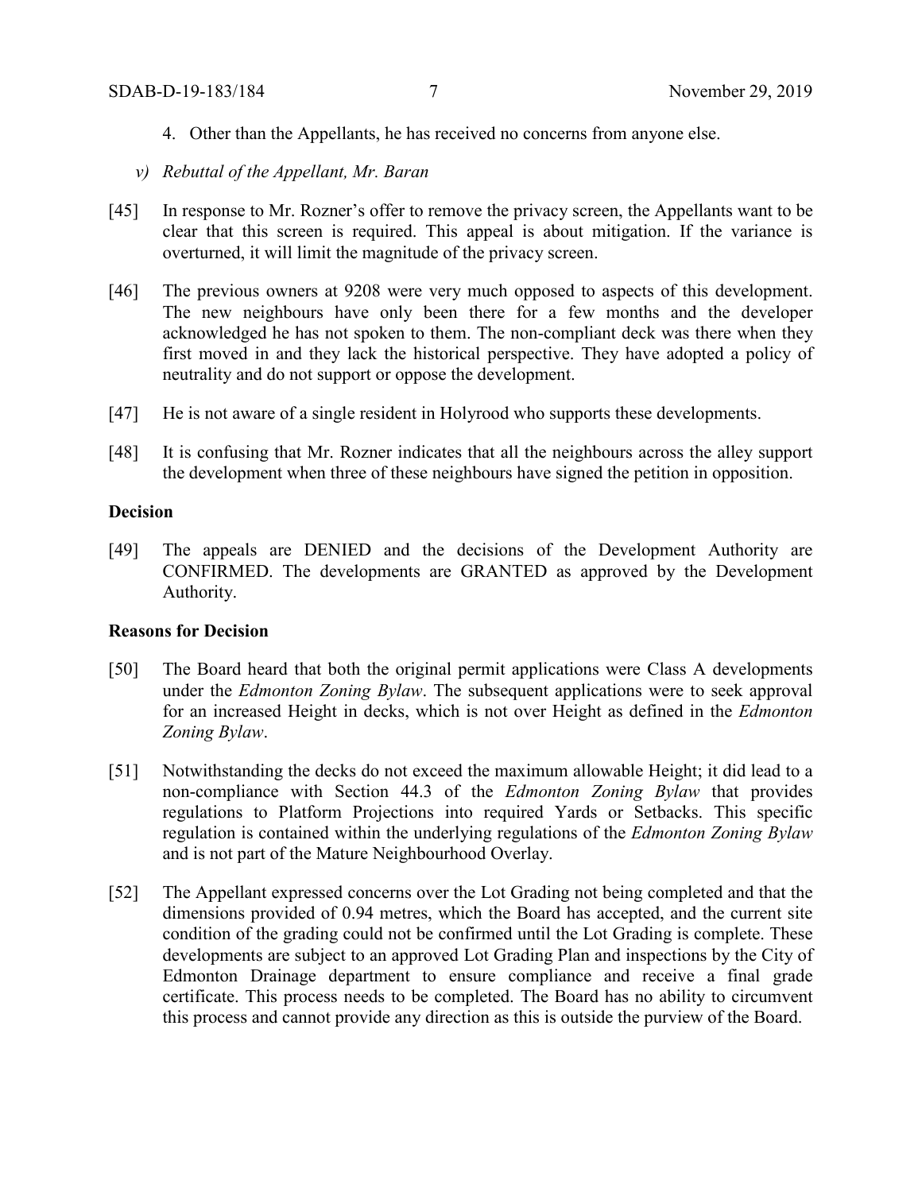4. Other than the Appellants, he has received no concerns from anyone else.

*v) Rebuttal of the Appellant, Mr. Baran*

[45] In response to Mr. Rozner's offer to remove the privacy screen, the Appellants want to be clear that this screen is required. This appeal is about mitigation. If the variance is overturned, it will limit the magnitude of the privacy screen.

[46] The previous owners at 9208 were very much opposed to aspects of this development. The new neighbours have only been there for a few months and the developer acknowledged he has not spoken to them. The non-compliant deck was there when they first moved in and they lack the historical perspective. They have adopted a policy of neutrality and do not support or oppose the development.

[47] He is not aware of a single resident in Holyrood who supports these developments.

[48] It is confusing that Mr. Rozner indicates that all the neighbours across the alley support the development when three of these neighbours have signed the petition in opposition.

**Decision**

[49] The appeals are DENIED and the decisions of the Development Authority are CONFIRMED. The developments are GRANTED as approved by the Development Authority.

**Reasons for Decision**

[50] The Board heard that both the original permit applications were Class A developments under the *Edmonton Zoning Bylaw*. The subsequent applications were to seek approval for an increased Height in decks, which is not over Height as defined in the *Edmonton Zoning Bylaw*.

[51] Notwithstanding the decks do not exceed the maximum allowable Height; it did lead to a non-compliance with Section 44.3 of the *Edmonton Zoning Bylaw* that provides regulations to Platform Projections into required Yards or Setbacks. This specific regulation is contained within the underlying regulations of the *Edmonton Zoning Bylaw* and is not part of the Mature Neighbourhood Overlay.

[52] The Appellant expressed concerns over the Lot Grading not being completed and that the dimensions provided of 0.94 metres, which the Board has accepted, and the current site condition of the grading could not be confirmed until the Lot Grading is complete. These developments are subject to an approved Lot Grading Plan and inspections by the City of Edmonton Drainage department to ensure compliance and receive a final grade certificate. This process needs to be completed. The Board has no ability to circumvent this process and cannot provide any direction as this is outside the purview of the Board.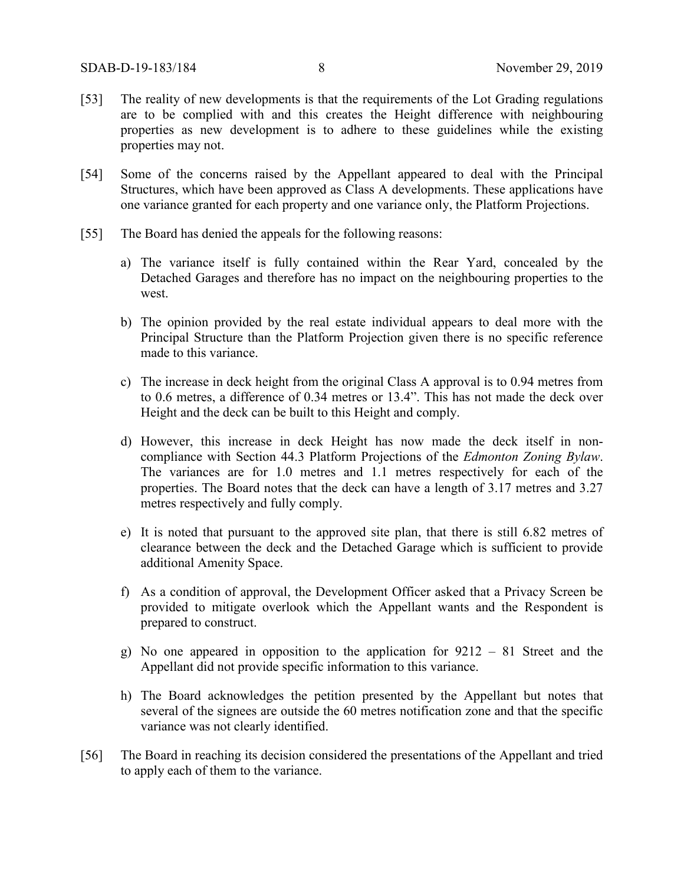[53] The reality of new developments is that the requirements of the Lot Grading regulations are to be complied with and this creates the Height difference with neighbouring properties as new development is to adhere to these guidelines while the existing properties may not.

[54] Some of the concerns raised by the Appellant appeared to deal with the Principal Structures, which have been approved as Class A developments. These applications have one variance granted for each property and one variance only, the Platform Projections.

[55] The Board has denied the appeals for the following reasons:

a) The variance itself is fully contained within the Rear Yard, concealed by the Detached Garages and therefore has no impact on the neighbouring properties to the west.

b) The opinion provided by the real estate individual appears to deal more with the Principal Structure than the Platform Projection given there is no specific reference made to this variance.

c) The increase in deck height from the original Class A approval is to 0.94 metres from to 0.6 metres, a difference of 0.34 metres or 13.4". This has not made the deck over Height and the deck can be built to this Height and comply.

d) However, this increase in deck Height has now made the deck itself in non-compliance with Section 44.3 Platform Projections of the *Edmonton Zoning Bylaw*. The variances are for 1.0 metres and 1.1 metres respectively for each of the properties. The Board notes that the deck can have a length of 3.17 metres and 3.27 metres respectively and fully comply.

e) It is noted that pursuant to the approved site plan, that there is still 6.82 metres of clearance between the deck and the Detached Garage which is sufficient to provide additional Amenity Space.

f) As a condition of approval, the Development Officer asked that a Privacy Screen be provided to mitigate overlook which the Appellant wants and the Respondent is prepared to construct.

g) No one appeared in opposition to the application for 9212 – 81 Street and the Appellant did not provide specific information to this variance.

h) The Board acknowledges the petition presented by the Appellant but notes that several of the signees are outside the 60 metres notification zone and that the specific variance was not clearly identified.

[56] The Board in reaching its decision considered the presentations of the Appellant and tried to apply each of them to the variance.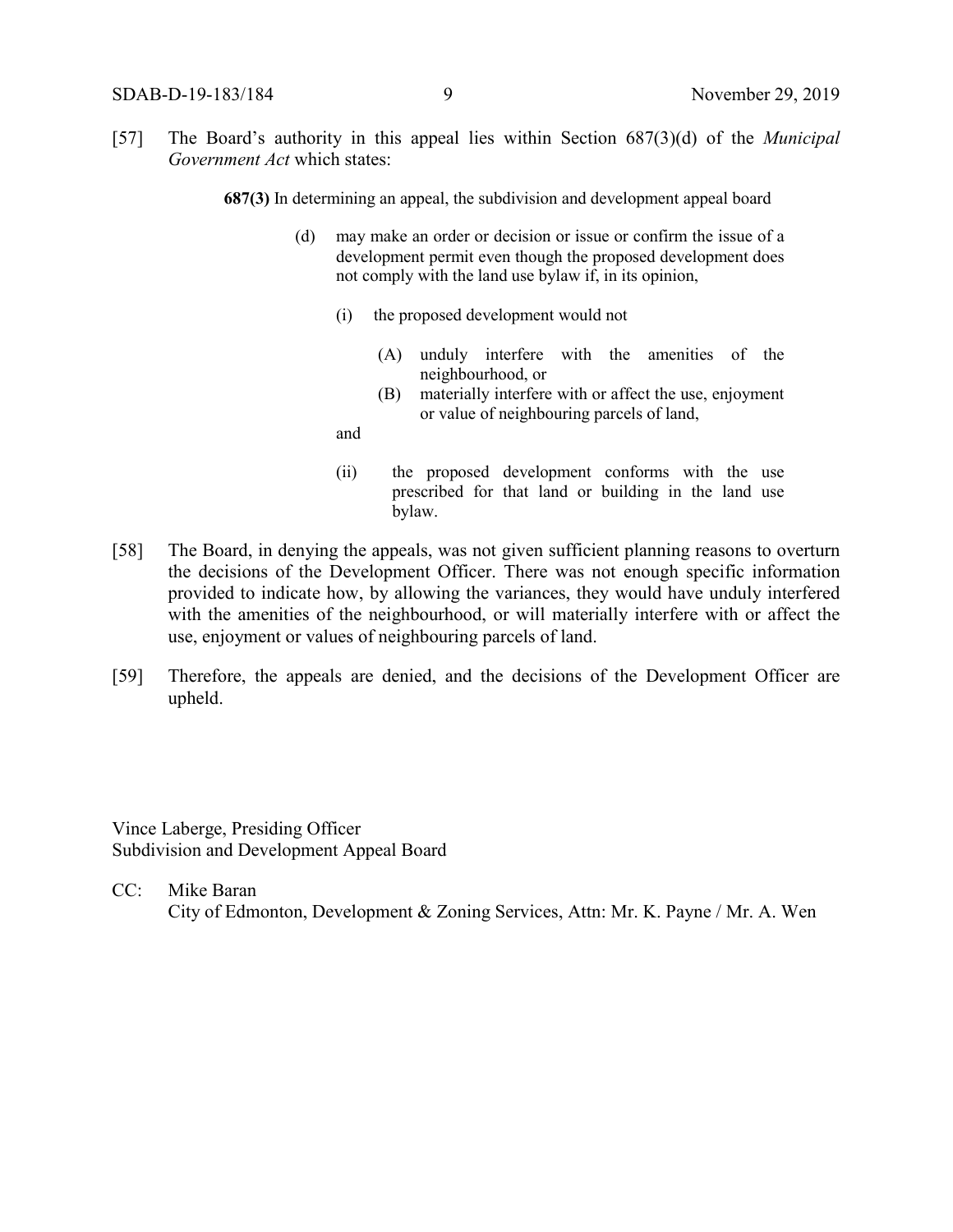[57] The Board's authority in this appeal lies within Section 687(3)(d) of the *Municipal Government Act* which states:

> **687(3)** In determining an appeal, the subdivision and development appeal board
>
> (d) may make an order or decision or issue or confirm the issue of a development permit even though the proposed development does not comply with the land use bylaw if, in its opinion,
>
> (i) the proposed development would not
>
> (A) unduly interfere with the amenities of the neighbourhood, or
>
> (B) materially interfere with or affect the use, enjoyment or value of neighbouring parcels of land,
>
> and
>
> (ii) the proposed development conforms with the use prescribed for that land or building in the land use bylaw.

[58] The Board, in denying the appeals, was not given sufficient planning reasons to overturn the decisions of the Development Officer. There was not enough specific information provided to indicate how, by allowing the variances, they would have unduly interfered with the amenities of the neighbourhood, or will materially interfere with or affect the use, enjoyment or values of neighbouring parcels of land.

[59] Therefore, the appeals are denied, and the decisions of the Development Officer are upheld.

Vince Laberge, Presiding Officer
Subdivision and Development Appeal Board

CC: Mike Baran
City of Edmonton, Development & Zoning Services, Attn: Mr. K. Payne / Mr. A. Wen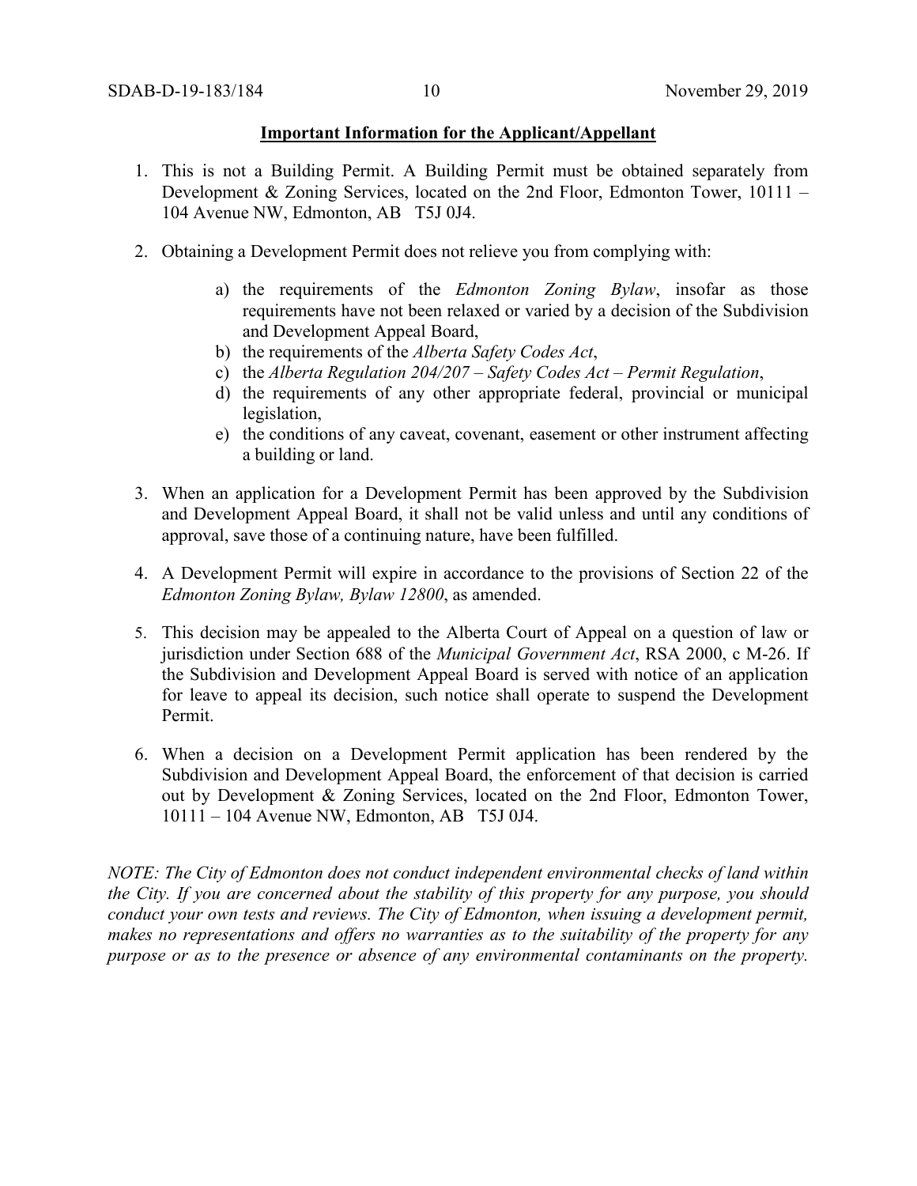**Important Information for the Applicant/Appellant**

1. This is not a Building Permit. A Building Permit must be obtained separately from Development & Zoning Services, located on the 2nd Floor, Edmonton Tower, 10111 – 104 Avenue NW, Edmonton, AB T5J 0J4.

2. Obtaining a Development Permit does not relieve you from complying with:

   a) the requirements of the *Edmonton Zoning Bylaw*, insofar as those requirements have not been relaxed or varied by a decision of the Subdivision and Development Appeal Board,
   b) the requirements of the *Alberta Safety Codes Act*,
   c) the *Alberta Regulation 204/207 – Safety Codes Act – Permit Regulation*,
   d) the requirements of any other appropriate federal, provincial or municipal legislation,
   e) the conditions of any caveat, covenant, easement or other instrument affecting a building or land.

3. When an application for a Development Permit has been approved by the Subdivision and Development Appeal Board, it shall not be valid unless and until any conditions of approval, save those of a continuing nature, have been fulfilled.

4. A Development Permit will expire in accordance to the provisions of Section 22 of the *Edmonton Zoning Bylaw, Bylaw 12800*, as amended.

5. This decision may be appealed to the Alberta Court of Appeal on a question of law or jurisdiction under Section 688 of the *Municipal Government Act*, RSA 2000, c M-26. If the Subdivision and Development Appeal Board is served with notice of an application for leave to appeal its decision, such notice shall operate to suspend the Development Permit.

6. When a decision on a Development Permit application has been rendered by the Subdivision and Development Appeal Board, the enforcement of that decision is carried out by Development & Zoning Services, located on the 2nd Floor, Edmonton Tower, 10111 – 104 Avenue NW, Edmonton, AB T5J 0J4.

*NOTE: The City of Edmonton does not conduct independent environmental checks of land within the City. If you are concerned about the stability of this property for any purpose, you should conduct your own tests and reviews. The City of Edmonton, when issuing a development permit, makes no representations and offers no warranties as to the suitability of the property for any purpose or as to the presence or absence of any environmental contaminants on the property.*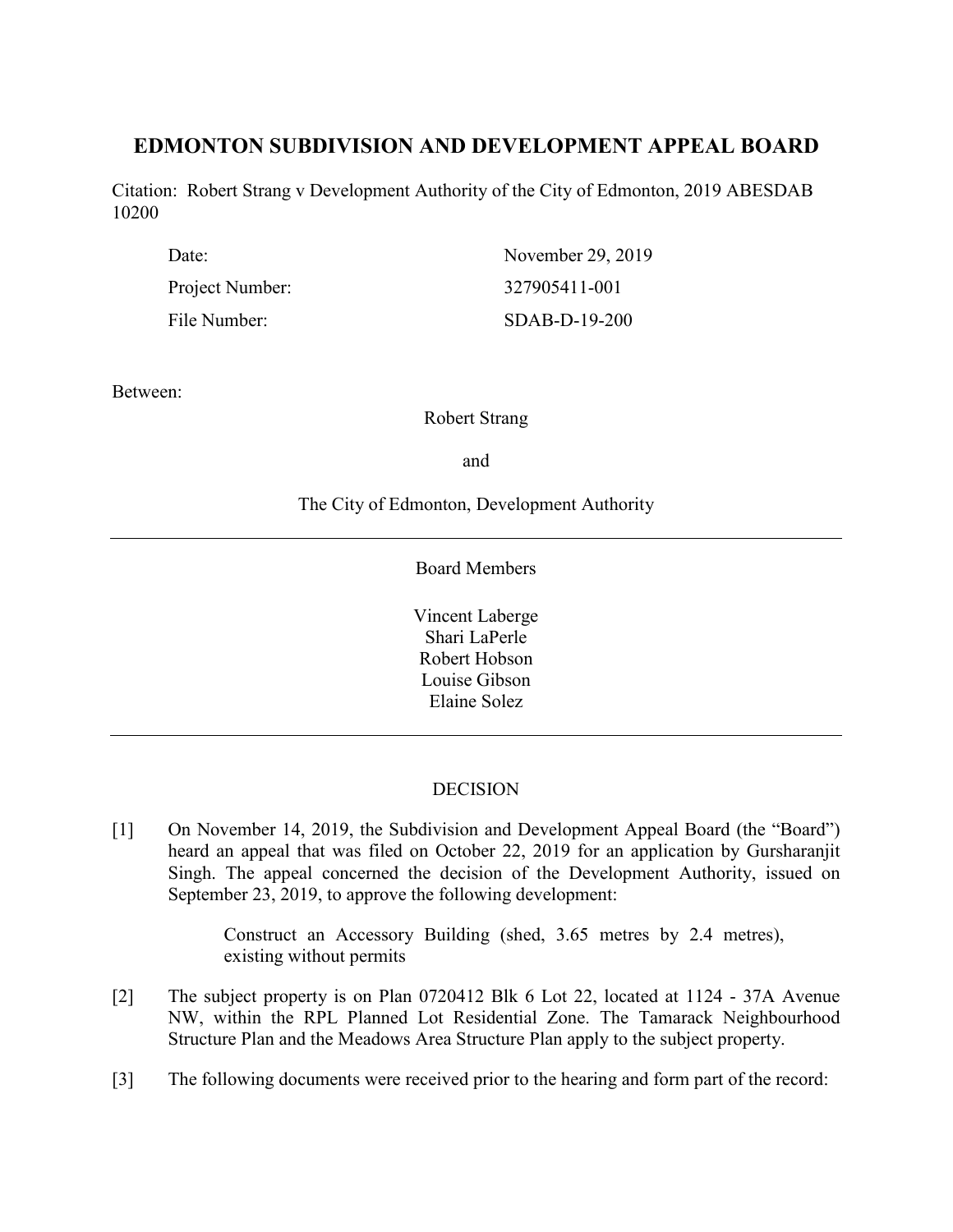# EDMONTON SUBDIVISION AND DEVELOPMENT APPEAL BOARD

Citation: Robert Strang v Development Authority of the City of Edmonton, 2019 ABESDAB 10200

| | |
|---|---|
| Date: | November 29, 2019 |
| Project Number: | 327905411-001 |
| File Number: | SDAB-D-19-200 |

Between:

Robert Strang

and

The City of Edmonton, Development Authority

---

Board Members

Vincent Laberge
Shari LaPerle
Robert Hobson
Louise Gibson
Elaine Solez

---

DECISION

[1] On November 14, 2019, the Subdivision and Development Appeal Board (the "Board") heard an appeal that was filed on October 22, 2019 for an application by Gursharanjit Singh. The appeal concerned the decision of the Development Authority, issued on September 23, 2019, to approve the following development:

> Construct an Accessory Building (shed, 3.65 metres by 2.4 metres), existing without permits

[2] The subject property is on Plan 0720412 Blk 6 Lot 22, located at 1124 - 37A Avenue NW, within the RPL Planned Lot Residential Zone. The Tamarack Neighbourhood Structure Plan and the Meadows Area Structure Plan apply to the subject property.

[3] The following documents were received prior to the hearing and form part of the record: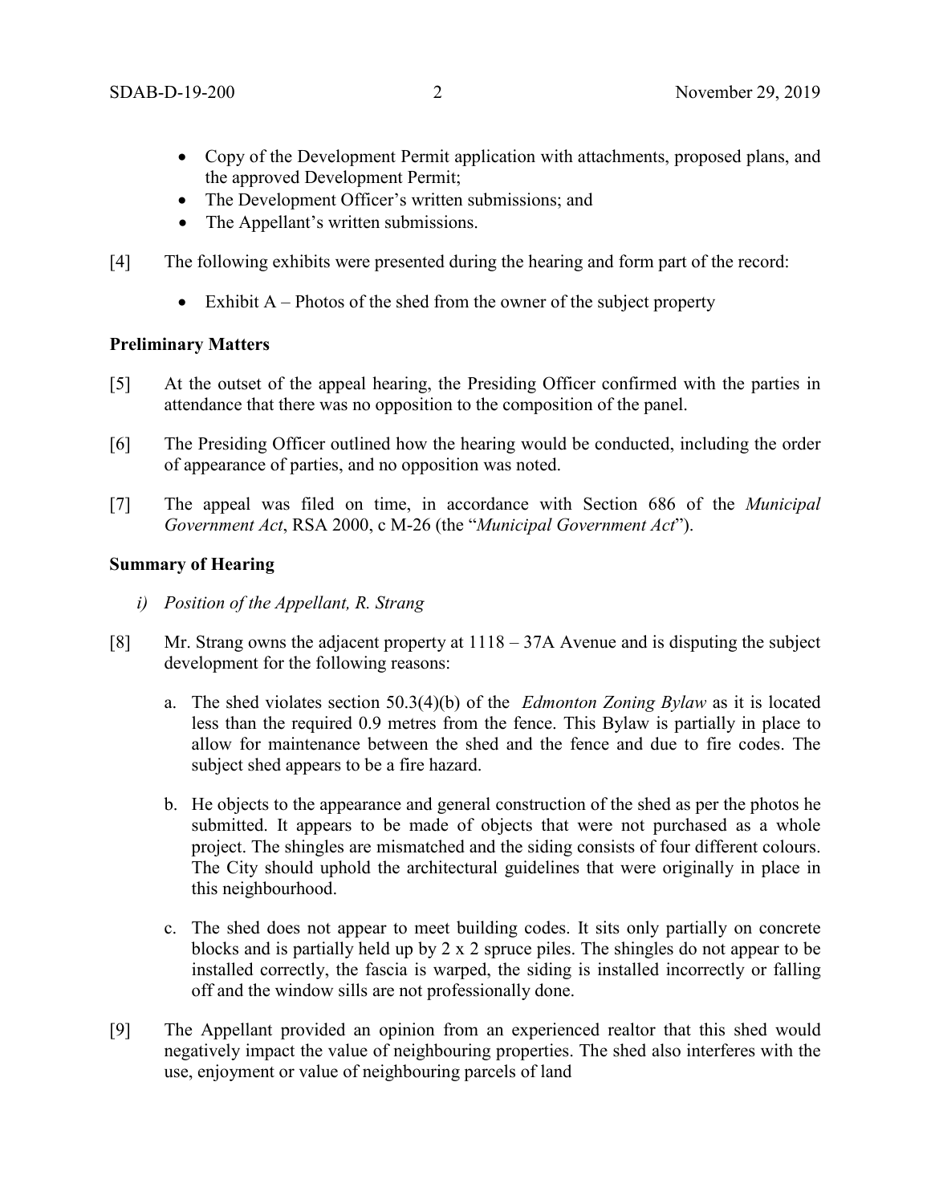- Copy of the Development Permit application with attachments, proposed plans, and the approved Development Permit;
- The Development Officer's written submissions; and
- The Appellant's written submissions.

[4] The following exhibits were presented during the hearing and form part of the record:

- Exhibit A – Photos of the shed from the owner of the subject property

**Preliminary Matters**

[5] At the outset of the appeal hearing, the Presiding Officer confirmed with the parties in attendance that there was no opposition to the composition of the panel.

[6] The Presiding Officer outlined how the hearing would be conducted, including the order of appearance of parties, and no opposition was noted.

[7] The appeal was filed on time, in accordance with Section 686 of the *Municipal Government Act*, RSA 2000, c M-26 (the "*Municipal Government Act*").

**Summary of Hearing**

*i) Position of the Appellant, R. Strang*

[8] Mr. Strang owns the adjacent property at 1118 – 37A Avenue and is disputing the subject development for the following reasons:

a. The shed violates section 50.3(4)(b) of the *Edmonton Zoning Bylaw* as it is located less than the required 0.9 metres from the fence. This Bylaw is partially in place to allow for maintenance between the shed and the fence and due to fire codes. The subject shed appears to be a fire hazard.

b. He objects to the appearance and general construction of the shed as per the photos he submitted. It appears to be made of objects that were not purchased as a whole project. The shingles are mismatched and the siding consists of four different colours. The City should uphold the architectural guidelines that were originally in place in this neighbourhood.

c. The shed does not appear to meet building codes. It sits only partially on concrete blocks and is partially held up by 2 x 2 spruce piles. The shingles do not appear to be installed correctly, the fascia is warped, the siding is installed incorrectly or falling off and the window sills are not professionally done.

[9] The Appellant provided an opinion from an experienced realtor that this shed would negatively impact the value of neighbouring properties. The shed also interferes with the use, enjoyment or value of neighbouring parcels of land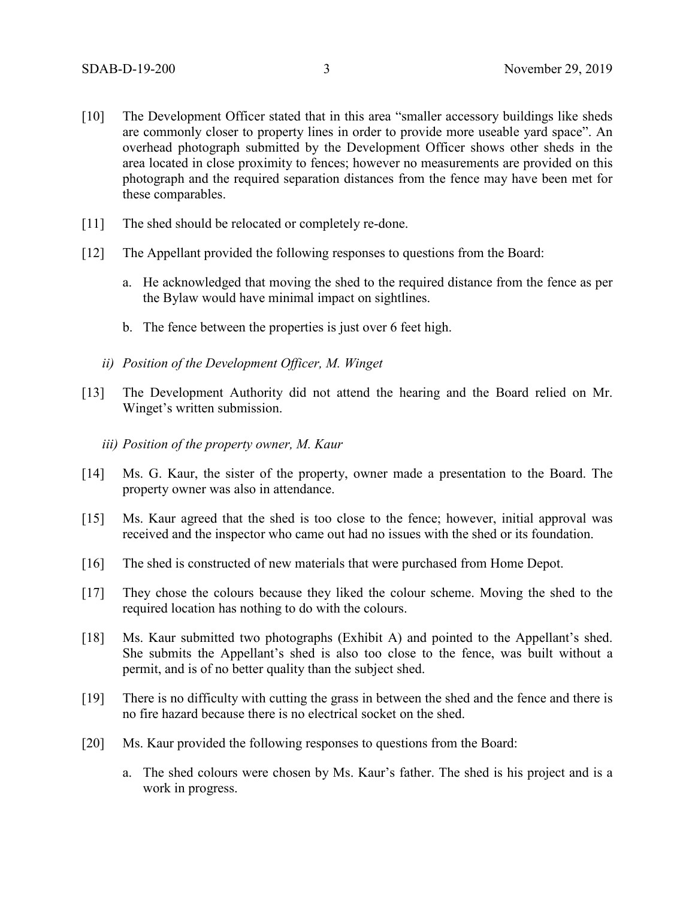[10] The Development Officer stated that in this area "smaller accessory buildings like sheds are commonly closer to property lines in order to provide more useable yard space". An overhead photograph submitted by the Development Officer shows other sheds in the area located in close proximity to fences; however no measurements are provided on this photograph and the required separation distances from the fence may have been met for these comparables.

[11] The shed should be relocated or completely re-done.

[12] The Appellant provided the following responses to questions from the Board:

a. He acknowledged that moving the shed to the required distance from the fence as per the Bylaw would have minimal impact on sightlines.

b. The fence between the properties is just over 6 feet high.

*ii) Position of the Development Officer, M. Winget*

[13] The Development Authority did not attend the hearing and the Board relied on Mr. Winget's written submission.

*iii) Position of the property owner, M. Kaur*

[14] Ms. G. Kaur, the sister of the property, owner made a presentation to the Board. The property owner was also in attendance.

[15] Ms. Kaur agreed that the shed is too close to the fence; however, initial approval was received and the inspector who came out had no issues with the shed or its foundation.

[16] The shed is constructed of new materials that were purchased from Home Depot.

[17] They chose the colours because they liked the colour scheme. Moving the shed to the required location has nothing to do with the colours.

[18] Ms. Kaur submitted two photographs (Exhibit A) and pointed to the Appellant's shed. She submits the Appellant's shed is also too close to the fence, was built without a permit, and is of no better quality than the subject shed.

[19] There is no difficulty with cutting the grass in between the shed and the fence and there is no fire hazard because there is no electrical socket on the shed.

[20] Ms. Kaur provided the following responses to questions from the Board:

a. The shed colours were chosen by Ms. Kaur's father. The shed is his project and is a work in progress.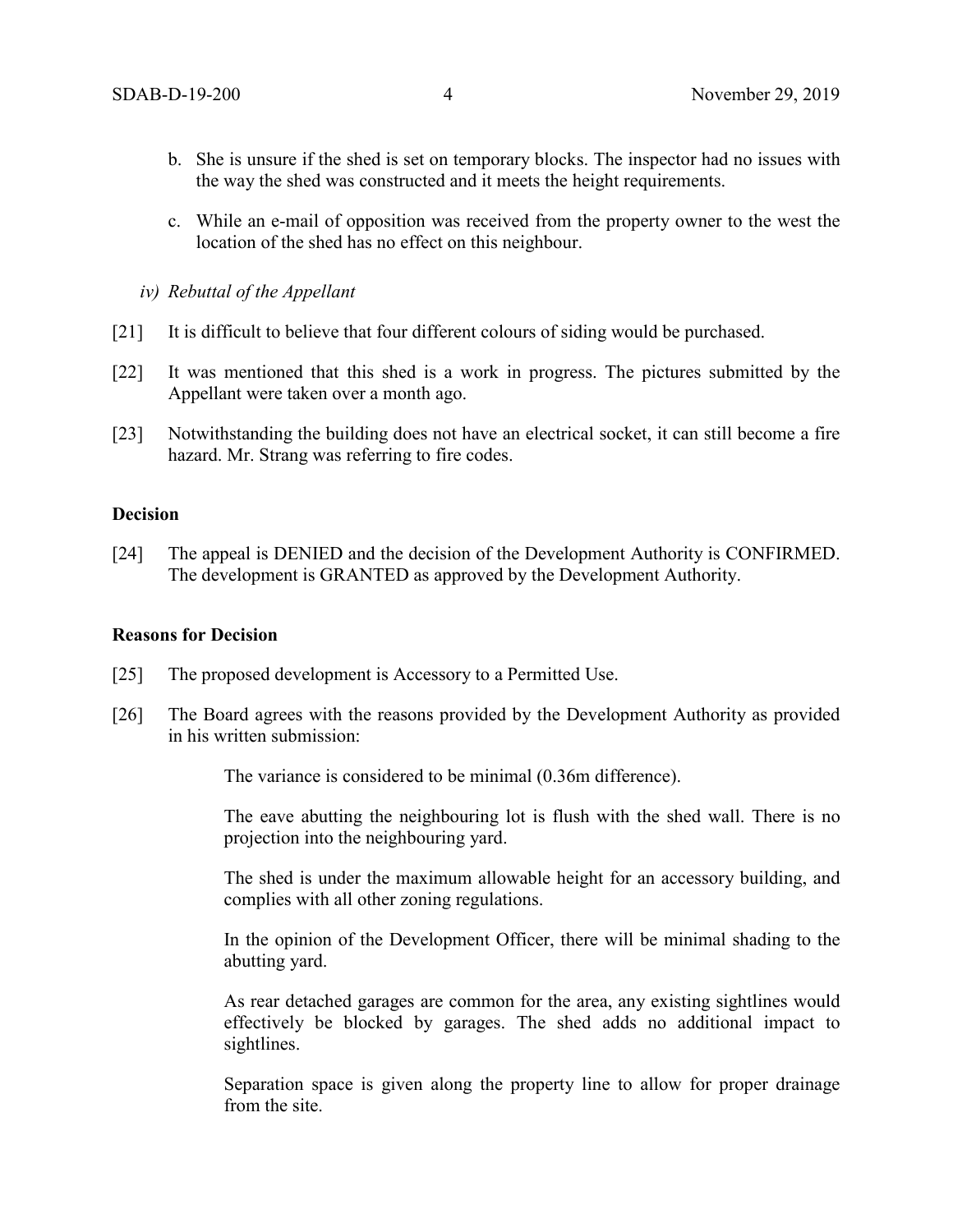b. She is unsure if the shed is set on temporary blocks. The inspector had no issues with the way the shed was constructed and it meets the height requirements.

c. While an e-mail of opposition was received from the property owner to the west the location of the shed has no effect on this neighbour.

*iv) Rebuttal of the Appellant*

[21] It is difficult to believe that four different colours of siding would be purchased.

[22] It was mentioned that this shed is a work in progress. The pictures submitted by the Appellant were taken over a month ago.

[23] Notwithstanding the building does not have an electrical socket, it can still become a fire hazard. Mr. Strang was referring to fire codes.

**Decision**

[24] The appeal is DENIED and the decision of the Development Authority is CONFIRMED. The development is GRANTED as approved by the Development Authority.

**Reasons for Decision**

[25] The proposed development is Accessory to a Permitted Use.

[26] The Board agrees with the reasons provided by the Development Authority as provided in his written submission:

> The variance is considered to be minimal (0.36m difference).
>
> The eave abutting the neighbouring lot is flush with the shed wall. There is no projection into the neighbouring yard.
>
> The shed is under the maximum allowable height for an accessory building, and complies with all other zoning regulations.
>
> In the opinion of the Development Officer, there will be minimal shading to the abutting yard.
>
> As rear detached garages are common for the area, any existing sightlines would effectively be blocked by garages. The shed adds no additional impact to sightlines.
>
> Separation space is given along the property line to allow for proper drainage from the site.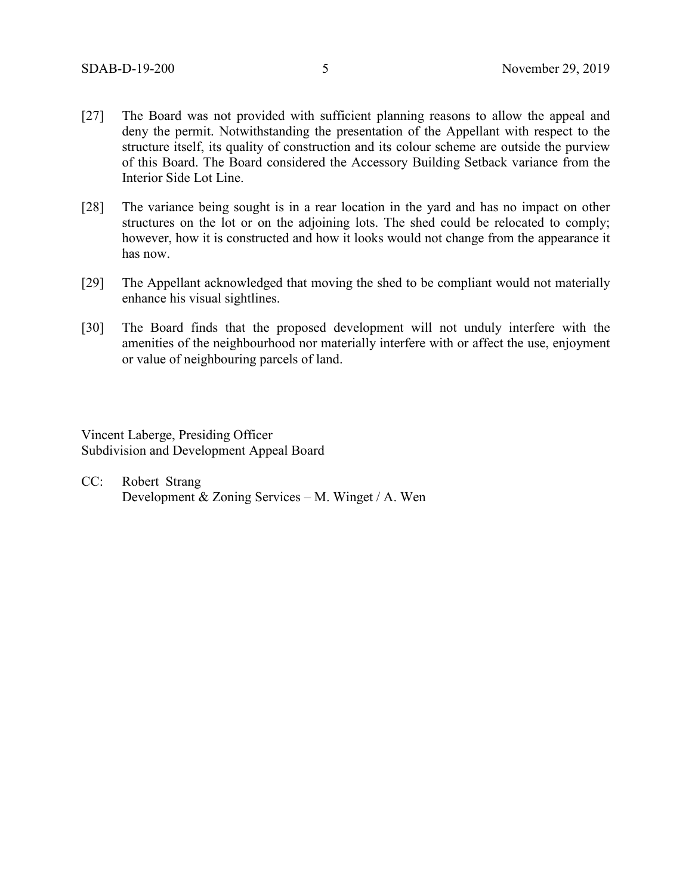[27] The Board was not provided with sufficient planning reasons to allow the appeal and deny the permit. Notwithstanding the presentation of the Appellant with respect to the structure itself, its quality of construction and its colour scheme are outside the purview of this Board. The Board considered the Accessory Building Setback variance from the Interior Side Lot Line.

[28] The variance being sought is in a rear location in the yard and has no impact on other structures on the lot or on the adjoining lots. The shed could be relocated to comply; however, how it is constructed and how it looks would not change from the appearance it has now.

[29] The Appellant acknowledged that moving the shed to be compliant would not materially enhance his visual sightlines.

[30] The Board finds that the proposed development will not unduly interfere with the amenities of the neighbourhood nor materially interfere with or affect the use, enjoyment or value of neighbouring parcels of land.

Vincent Laberge, Presiding Officer
Subdivision and Development Appeal Board

CC: Robert Strang
Development & Zoning Services – M. Winget / A. Wen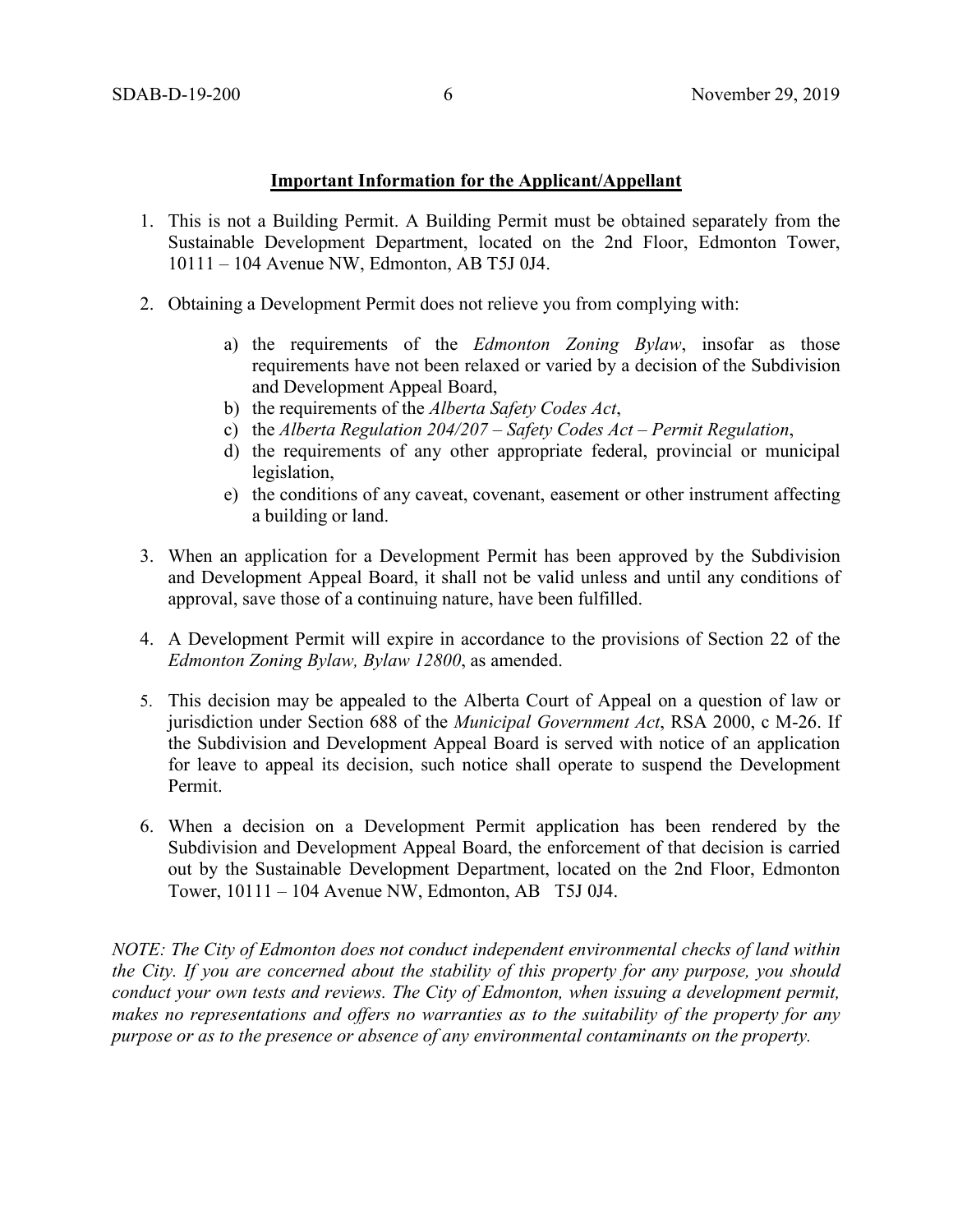**Important Information for the Applicant/Appellant**

1. This is not a Building Permit. A Building Permit must be obtained separately from the Sustainable Development Department, located on the 2nd Floor, Edmonton Tower, 10111 – 104 Avenue NW, Edmonton, AB T5J 0J4.

2. Obtaining a Development Permit does not relieve you from complying with:

    a) the requirements of the *Edmonton Zoning Bylaw*, insofar as those requirements have not been relaxed or varied by a decision of the Subdivision and Development Appeal Board,
    b) the requirements of the *Alberta Safety Codes Act*,
    c) the *Alberta Regulation 204/207 – Safety Codes Act – Permit Regulation*,
    d) the requirements of any other appropriate federal, provincial or municipal legislation,
    e) the conditions of any caveat, covenant, easement or other instrument affecting a building or land.

3. When an application for a Development Permit has been approved by the Subdivision and Development Appeal Board, it shall not be valid unless and until any conditions of approval, save those of a continuing nature, have been fulfilled.

4. A Development Permit will expire in accordance to the provisions of Section 22 of the *Edmonton Zoning Bylaw, Bylaw 12800*, as amended.

5. This decision may be appealed to the Alberta Court of Appeal on a question of law or jurisdiction under Section 688 of the *Municipal Government Act*, RSA 2000, c M-26. If the Subdivision and Development Appeal Board is served with notice of an application for leave to appeal its decision, such notice shall operate to suspend the Development Permit.

6. When a decision on a Development Permit application has been rendered by the Subdivision and Development Appeal Board, the enforcement of that decision is carried out by the Sustainable Development Department, located on the 2nd Floor, Edmonton Tower, 10111 – 104 Avenue NW, Edmonton, AB T5J 0J4.

*NOTE: The City of Edmonton does not conduct independent environmental checks of land within the City. If you are concerned about the stability of this property for any purpose, you should conduct your own tests and reviews. The City of Edmonton, when issuing a development permit, makes no representations and offers no warranties as to the suitability of the property for any purpose or as to the presence or absence of any environmental contaminants on the property.*